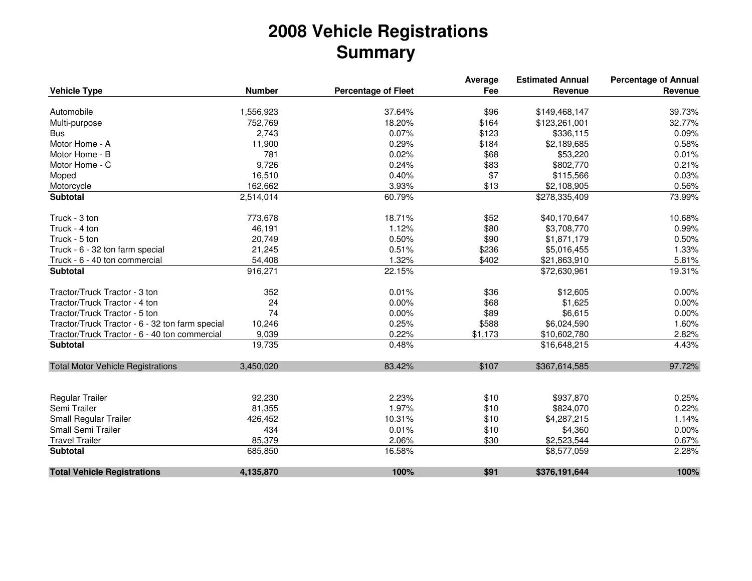# 2008 Vehicle Registrations
## Summary

| Vehicle Type | Number | Percentage of Fleet | Average Fee | Estimated Annual Revenue | Percentage of Annual Revenue |
|---|---|---|---|---|---|
| Automobile | 1,556,923 | 37.64% | $96 | $149,468,147 | 39.73% |
| Multi-purpose | 752,769 | 18.20% | $164 | $123,261,001 | 32.77% |
| Bus | 2,743 | 0.07% | $123 | $336,115 | 0.09% |
| Motor Home - A | 11,900 | 0.29% | $184 | $2,189,685 | 0.58% |
| Motor Home - B | 781 | 0.02% | $68 | $53,220 | 0.01% |
| Motor Home - C | 9,726 | 0.24% | $83 | $802,770 | 0.21% |
| Moped | 16,510 | 0.40% | $7 | $115,566 | 0.03% |
| Motorcycle | 162,662 | 3.93% | $13 | $2,108,905 | 0.56% |
| **Subtotal** | 2,514,014 | 60.79% | | $278,335,409 | 73.99% |
| Truck - 3 ton | 773,678 | 18.71% | $52 | $40,170,647 | 10.68% |
| Truck - 4 ton | 46,191 | 1.12% | $80 | $3,708,770 | 0.99% |
| Truck - 5 ton | 20,749 | 0.50% | $90 | $1,871,179 | 0.50% |
| Truck - 6 - 32 ton farm special | 21,245 | 0.51% | $236 | $5,016,455 | 1.33% |
| Truck - 6 - 40 ton commercial | 54,408 | 1.32% | $402 | $21,863,910 | 5.81% |
| **Subtotal** | 916,271 | 22.15% | | $72,630,961 | 19.31% |
| Tractor/Truck Tractor - 3 ton | 352 | 0.01% | $36 | $12,605 | 0.00% |
| Tractor/Truck Tractor - 4 ton | 24 | 0.00% | $68 | $1,625 | 0.00% |
| Tractor/Truck Tractor - 5 ton | 74 | 0.00% | $89 | $6,615 | 0.00% |
| Tractor/Truck Tractor - 6 - 32 ton farm special | 10,246 | 0.25% | $588 | $6,024,590 | 1.60% |
| Tractor/Truck Tractor - 6 - 40 ton commercial | 9,039 | 0.22% | $1,173 | $10,602,780 | 2.82% |
| **Subtotal** | 19,735 | 0.48% | | $16,648,215 | 4.43% |
| Total Motor Vehicle Registrations | 3,450,020 | 83.42% | $107 | $367,614,585 | 97.72% |
| Regular Trailer | 92,230 | 2.23% | $10 | $937,870 | 0.25% |
| Semi Trailer | 81,355 | 1.97% | $10 | $824,070 | 0.22% |
| Small Regular Trailer | 426,452 | 10.31% | $10 | $4,287,215 | 1.14% |
| Small Semi Trailer | 434 | 0.01% | $10 | $4,360 | 0.00% |
| Travel Trailer | 85,379 | 2.06% | $30 | $2,523,544 | 0.67% |
| **Subtotal** | 685,850 | 16.58% | | $8,577,059 | 2.28% |
| **Total Vehicle Registrations** | **4,135,870** | **100%** | **$91** | **$376,191,644** | **100%** |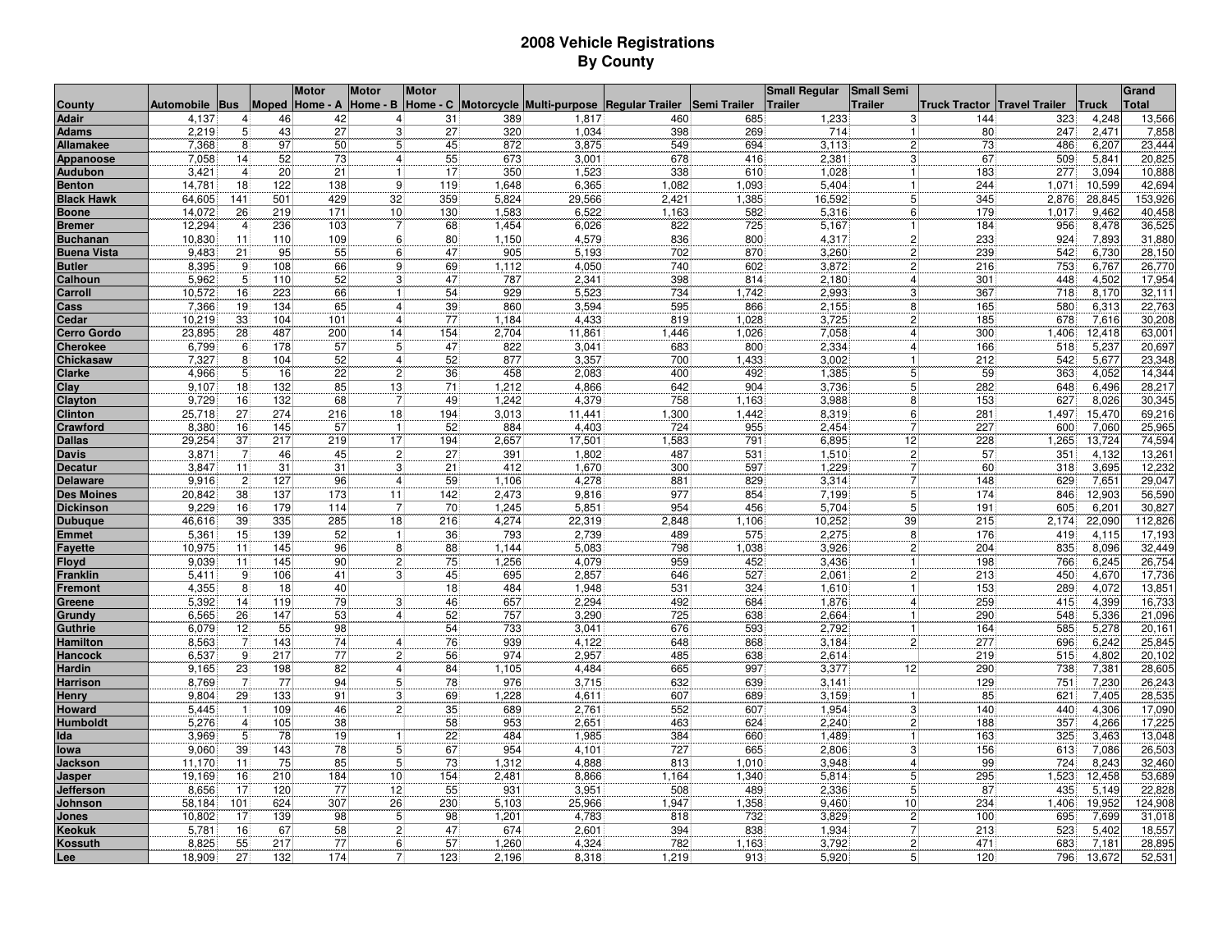# 2008 Vehicle Registrations
## By County

| County | Automobile | Bus | Moped | Motor Home - A | Motor Home - B | Motor Home - C | Motorcycle | Multi-purpose | Regular Trailer | Semi Trailer | Small Regular Trailer | Small Semi Trailer | Truck Tractor | Travel Trailer | Truck | Grand Total |
|---|---|---|---|---|---|---|---|---|---|---|---|---|---|---|---|---|
| **Adair** | 4,137 | 4 | 46 | 42 | 4 | 31 | 389 | 1,817 | 460 | 685 | 1,233 | 3 | 144 | 323 | 4,248 | 13,566 |
| **Adams** | 2,219 | 5 | 43 | 27 | 3 | 27 | 320 | 1,034 | 398 | 269 | 714 | 1 | 80 | 247 | 2,471 | 7,858 |
| **Allamakee** | 7,368 | 8 | 97 | 50 | 5 | 45 | 872 | 3,875 | 549 | 694 | 3,113 | 2 | 73 | 486 | 6,207 | 23,444 |
| **Appanoose** | 7,058 | 14 | 52 | 73 | 4 | 55 | 673 | 3,001 | 678 | 416 | 2,381 | 3 | 67 | 509 | 5,841 | 20,825 |
| **Audubon** | 3,421 | 4 | 20 | 21 | 1 | 17 | 350 | 1,523 | 338 | 610 | 1,028 | 1 | 183 | 277 | 3,094 | 10,888 |
| **Benton** | 14,781 | 18 | 122 | 138 | 9 | 119 | 1,648 | 6,365 | 1,082 | 1,093 | 5,404 | 1 | 244 | 1,071 | 10,599 | 42,694 |
| **Black Hawk** | 64,605 | 141 | 501 | 429 | 32 | 359 | 5,824 | 29,566 | 2,421 | 1,385 | 16,592 | 5 | 345 | 2,876 | 28,845 | 153,926 |
| **Boone** | 14,072 | 26 | 219 | 171 | 10 | 130 | 1,583 | 6,522 | 1,163 | 582 | 5,316 | 6 | 179 | 1,017 | 9,462 | 40,458 |
| **Bremer** | 12,294 | 4 | 236 | 103 | 7 | 68 | 1,454 | 6,026 | 822 | 725 | 5,167 | 1 | 184 | 956 | 8,478 | 36,525 |
| **Buchanan** | 10,830 | 11 | 110 | 109 | 6 | 80 | 1,150 | 4,579 | 836 | 800 | 4,317 | 2 | 233 | 924 | 7,893 | 31,880 |
| **Buena Vista** | 9,483 | 21 | 95 | 55 | 6 | 47 | 905 | 5,193 | 702 | 870 | 3,260 | 2 | 239 | 542 | 6,730 | 28,150 |
| **Butler** | 8,395 | 9 | 108 | 66 | 9 | 69 | 1,112 | 4,050 | 740 | 602 | 3,872 | 2 | 216 | 753 | 6,767 | 26,770 |
| **Calhoun** | 5,962 | 5 | 110 | 52 | 3 | 47 | 787 | 2,341 | 398 | 814 | 2,180 | 4 | 301 | 448 | 4,502 | 17,954 |
| **Carroll** | 10,572 | 16 | 223 | 66 | 1 | 54 | 929 | 5,523 | 734 | 1,742 | 2,993 | 3 | 367 | 718 | 8,170 | 32,111 |
| **Cass** | 7,366 | 19 | 134 | 65 | 4 | 39 | 860 | 3,594 | 595 | 866 | 2,155 | 8 | 165 | 580 | 6,313 | 22,763 |
| **Cedar** | 10,219 | 33 | 104 | 101 | 4 | 77 | 1,184 | 4,433 | 819 | 1,028 | 3,725 | 2 | 185 | 678 | 7,616 | 30,208 |
| **Cerro Gordo** | 23,895 | 28 | 487 | 200 | 14 | 154 | 2,704 | 11,861 | 1,446 | 1,026 | 7,058 | 4 | 300 | 1,406 | 12,418 | 63,001 |
| **Cherokee** | 6,799 | 6 | 178 | 57 | 5 | 47 | 822 | 3,041 | 683 | 800 | 2,334 | 4 | 166 | 518 | 5,237 | 20,697 |
| **Chickasaw** | 7,327 | 8 | 104 | 52 | 4 | 52 | 877 | 3,357 | 700 | 1,433 | 3,002 | 1 | 212 | 542 | 5,677 | 23,348 |
| **Clarke** | 4,966 | 5 | 16 | 22 | 2 | 36 | 458 | 2,083 | 400 | 492 | 1,385 | 5 | 59 | 363 | 4,052 | 14,344 |
| **Clay** | 9,107 | 18 | 132 | 85 | 13 | 71 | 1,212 | 4,866 | 642 | 904 | 3,736 | 5 | 282 | 648 | 6,496 | 28,217 |
| **Clayton** | 9,729 | 16 | 132 | 68 | 7 | 49 | 1,242 | 4,379 | 758 | 1,163 | 3,988 | 8 | 153 | 627 | 8,026 | 30,345 |
| **Clinton** | 25,718 | 27 | 274 | 216 | 18 | 194 | 3,013 | 11,441 | 1,300 | 1,442 | 8,319 | 6 | 281 | 1,497 | 15,470 | 69,216 |
| **Crawford** | 8,380 | 16 | 145 | 57 | 1 | 52 | 884 | 4,403 | 724 | 955 | 2,454 | 7 | 227 | 600 | 7,060 | 25,965 |
| **Dallas** | 29,254 | 37 | 217 | 219 | 17 | 194 | 2,657 | 17,501 | 1,583 | 791 | 6,895 | 12 | 228 | 1,265 | 13,724 | 74,594 |
| **Davis** | 3,871 | 7 | 46 | 45 | 2 | 27 | 391 | 1,802 | 487 | 531 | 1,510 | 2 | 57 | 351 | 4,132 | 13,261 |
| **Decatur** | 3,847 | 11 | 31 | 31 | 3 | 21 | 412 | 1,670 | 300 | 597 | 1,229 | 7 | 60 | 318 | 3,695 | 12,232 |
| **Delaware** | 9,916 | 2 | 127 | 96 | 4 | 59 | 1,106 | 4,278 | 881 | 829 | 3,314 | 7 | 148 | 629 | 7,651 | 29,047 |
| **Des Moines** | 20,842 | 38 | 137 | 173 | 11 | 142 | 2,473 | 9,816 | 977 | 854 | 7,199 | 5 | 174 | 846 | 12,903 | 56,590 |
| **Dickinson** | 9,229 | 16 | 179 | 114 | 7 | 70 | 1,245 | 5,851 | 954 | 456 | 5,704 | 5 | 191 | 605 | 6,201 | 30,827 |
| **Dubuque** | 46,616 | 39 | 335 | 285 | 18 | 216 | 4,274 | 22,319 | 2,848 | 1,106 | 10,252 | 39 | 215 | 2,174 | 22,090 | 112,826 |
| **Emmet** | 5,361 | 15 | 139 | 52 | 1 | 36 | 793 | 2,739 | 489 | 575 | 2,275 | 8 | 176 | 419 | 4,115 | 17,193 |
| **Fayette** | 10,975 | 11 | 145 | 96 | 8 | 88 | 1,144 | 5,083 | 798 | 1,038 | 3,926 | 2 | 204 | 835 | 8,096 | 32,449 |
| **Floyd** | 9,039 | 11 | 145 | 90 | 2 | 75 | 1,256 | 4,079 | 959 | 452 | 3,436 | 1 | 198 | 766 | 6,245 | 26,754 |
| **Franklin** | 5,411 | 9 | 106 | 41 | 3 | 45 | 695 | 2,857 | 646 | 527 | 2,061 | 2 | 213 | 450 | 4,670 | 17,736 |
| **Fremont** | 4,355 | 8 | 18 | 40 | | 18 | 484 | 1,948 | 531 | 324 | 1,610 | 1 | 153 | 289 | 4,072 | 13,851 |
| **Greene** | 5,392 | 14 | 119 | 79 | 3 | 46 | 657 | 2,294 | 492 | 684 | 1,876 | 4 | 259 | 415 | 4,399 | 16,733 |
| **Grundy** | 6,565 | 26 | 147 | 53 | 4 | 52 | 757 | 3,290 | 725 | 638 | 2,664 | 1 | 290 | 548 | 5,336 | 21,096 |
| **Guthrie** | 6,079 | 12 | 55 | 98 | | 54 | 733 | 3,041 | 676 | 593 | 2,792 | 1 | 164 | 585 | 5,278 | 20,161 |
| **Hamilton** | 8,563 | 7 | 143 | 74 | 4 | 76 | 939 | 4,122 | 648 | 868 | 3,184 | 2 | 277 | 696 | 6,242 | 25,845 |
| **Hancock** | 6,537 | 9 | 217 | 77 | 2 | 56 | 974 | 2,957 | 485 | 638 | 2,614 | | 219 | 515 | 4,802 | 20,102 |
| **Hardin** | 9,165 | 23 | 198 | 82 | 4 | 84 | 1,105 | 4,484 | 665 | 997 | 3,377 | 12 | 290 | 738 | 7,381 | 28,605 |
| **Harrison** | 8,769 | 7 | 77 | 94 | 5 | 78 | 976 | 3,715 | 632 | 639 | 3,141 | | 129 | 751 | 7,230 | 26,243 |
| **Henry** | 9,804 | 29 | 133 | 91 | 3 | 69 | 1,228 | 4,611 | 607 | 689 | 3,159 | 1 | 85 | 621 | 7,405 | 28,535 |
| **Howard** | 5,445 | 1 | 109 | 46 | 2 | 35 | 689 | 2,761 | 552 | 607 | 1,954 | 3 | 140 | 440 | 4,306 | 17,090 |
| **Humboldt** | 5,276 | 4 | 105 | 38 | | 58 | 953 | 2,651 | 463 | 624 | 2,240 | 2 | 188 | 357 | 4,266 | 17,225 |
| **Ida** | 3,969 | 5 | 78 | 19 | 1 | 22 | 484 | 1,985 | 384 | 660 | 1,489 | 1 | 163 | 325 | 3,463 | 13,048 |
| **Iowa** | 9,060 | 39 | 143 | 78 | 5 | 67 | 954 | 4,101 | 727 | 665 | 2,806 | 3 | 156 | 613 | 7,086 | 26,503 |
| **Jackson** | 11,170 | 11 | 75 | 85 | 5 | 73 | 1,312 | 4,888 | 813 | 1,010 | 3,948 | 4 | 99 | 724 | 8,243 | 32,460 |
| **Jasper** | 19,169 | 16 | 210 | 184 | 10 | 154 | 2,481 | 8,866 | 1,164 | 1,340 | 5,814 | 5 | 295 | 1,523 | 12,458 | 53,689 |
| **Jefferson** | 8,656 | 17 | 120 | 77 | 12 | 55 | 931 | 3,951 | 508 | 489 | 2,336 | 5 | 87 | 435 | 5,149 | 22,828 |
| **Johnson** | 58,184 | 101 | 624 | 307 | 26 | 230 | 5,103 | 25,966 | 1,947 | 1,358 | 9,460 | 10 | 234 | 1,406 | 19,952 | 124,908 |
| **Jones** | 10,802 | 17 | 139 | 98 | 5 | 98 | 1,201 | 4,783 | 818 | 732 | 3,829 | 2 | 100 | 695 | 7,699 | 31,018 |
| **Keokuk** | 5,781 | 16 | 67 | 58 | 2 | 47 | 674 | 2,601 | 394 | 838 | 1,934 | 7 | 213 | 523 | 5,402 | 18,557 |
| **Kossuth** | 8,825 | 55 | 217 | 77 | 6 | 57 | 1,260 | 4,324 | 782 | 1,163 | 3,792 | 2 | 471 | 683 | 7,181 | 28,895 |
| **Lee** | 18,909 | 27 | 132 | 174 | 7 | 123 | 2,196 | 8,318 | 1,219 | 913 | 5,920 | 5 | 120 | 796 | 13,672 | 52,531 |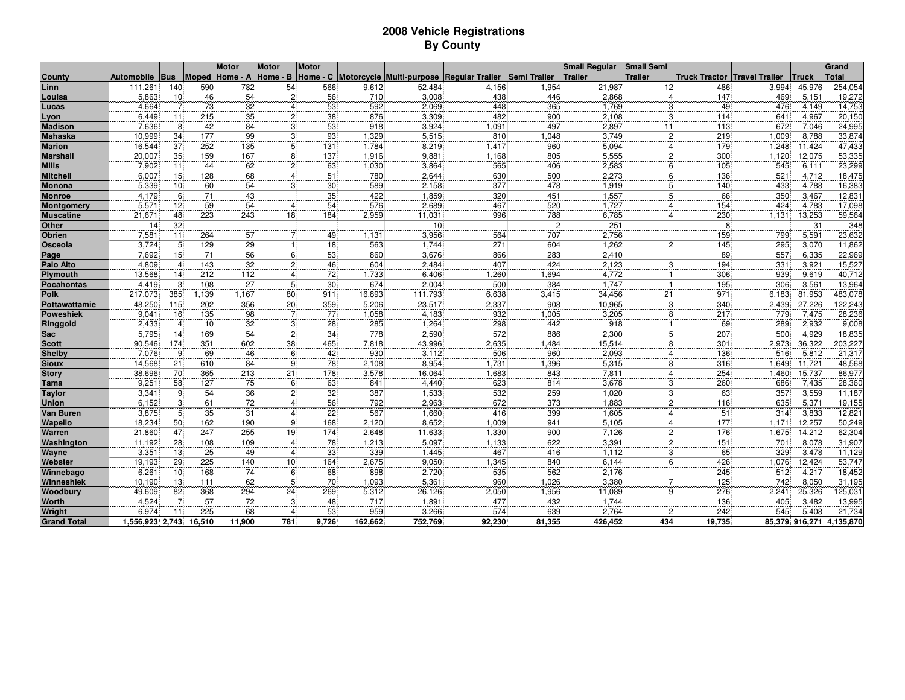# 2008 Vehicle Registrations
## By County

| County | Automobile | Bus | Moped | Motor Home - A | Motor Home - B | Motor Home - C | Motorcycle | Multi-purpose | Regular Trailer | Semi Trailer | Small Regular Trailer | Small Semi Trailer | Truck Tractor | Travel Trailer | Truck | Grand Total |
|---|---|---|---|---|---|---|---|---|---|---|---|---|---|---|---|---|
| Linn | 111,261 | 140 | 590 | 782 | 54 | 566 | 9,612 | 52,484 | 4,156 | 1,954 | 21,987 | 12 | 486 | 3,994 | 45,976 | 254,054 |
| Louisa | 5,863 | 10 | 46 | 54 | 2 | 56 | 710 | 3,008 | 438 | 446 | 2,868 | 4 | 147 | 469 | 5,151 | 19,272 |
| Lucas | 4,664 | 7 | 73 | 32 | 4 | 53 | 592 | 2,069 | 448 | 365 | 1,769 | 3 | 49 | 476 | 4,149 | 14,753 |
| Lyon | 6,449 | 11 | 215 | 35 | 2 | 38 | 876 | 3,309 | 482 | 900 | 2,108 | 3 | 114 | 641 | 4,967 | 20,150 |
| Madison | 7,636 | 8 | 42 | 84 | 3 | 53 | 918 | 3,924 | 1,091 | 497 | 2,897 | 11 | 113 | 672 | 7,046 | 24,995 |
| Mahaska | 10,999 | 34 | 177 | 99 | 3 | 93 | 1,329 | 5,515 | 810 | 1,048 | 3,749 | 2 | 219 | 1,009 | 8,788 | 33,874 |
| Marion | 16,544 | 37 | 252 | 135 | 5 | 131 | 1,784 | 8,219 | 1,417 | 960 | 5,094 | 4 | 179 | 1,248 | 11,424 | 47,433 |
| Marshall | 20,007 | 35 | 159 | 167 | 8 | 137 | 1,916 | 9,881 | 1,168 | 805 | 5,555 | 2 | 300 | 1,120 | 12,075 | 53,335 |
| Mills | 7,902 | 11 | 44 | 62 | 2 | 63 | 1,030 | 3,864 | 565 | 406 | 2,583 | 6 | 105 | 545 | 6,111 | 23,299 |
| Mitchell | 6,007 | 15 | 128 | 68 | 4 | 51 | 780 | 2,644 | 630 | 500 | 2,273 | 6 | 136 | 521 | 4,712 | 18,475 |
| Monona | 5,339 | 10 | 60 | 54 | 3 | 30 | 589 | 2,158 | 377 | 478 | 1,919 | 5 | 140 | 433 | 4,788 | 16,383 |
| Monroe | 4,179 | 6 | 71 | 43 | | 35 | 422 | 1,859 | 320 | 451 | 1,557 | 5 | 66 | 350 | 3,467 | 12,831 |
| Montgomery | 5,571 | 12 | 59 | 54 | 4 | 54 | 576 | 2,689 | 467 | 520 | 1,727 | 4 | 154 | 424 | 4,783 | 17,098 |
| Muscatine | 21,671 | 48 | 223 | 243 | 18 | 184 | 2,959 | 11,031 | 996 | 788 | 6,785 | 4 | 230 | 1,131 | 13,253 | 59,564 |
| Other | 14 | 32 | | | | | | 10 | | 2 | 251 | | 8 | | 31 | 348 |
| Obrien | 7,581 | 11 | 264 | 57 | 7 | 49 | 1,131 | 3,956 | 564 | 707 | 2,756 | | 159 | 799 | 5,591 | 23,632 |
| Osceola | 3,724 | 5 | 129 | 29 | 1 | 18 | 563 | 1,744 | 271 | 604 | 1,262 | 2 | 145 | 295 | 3,070 | 11,862 |
| Page | 7,692 | 15 | 71 | 56 | 6 | 53 | 860 | 3,676 | 866 | 283 | 2,410 | | 89 | 557 | 6,335 | 22,969 |
| Palo Alto | 4,809 | 4 | 143 | 32 | 2 | 46 | 604 | 2,484 | 407 | 424 | 2,123 | 3 | 194 | 331 | 3,921 | 15,527 |
| Plymouth | 13,568 | 14 | 212 | 112 | 4 | 72 | 1,733 | 6,406 | 1,260 | 1,694 | 4,772 | 1 | 306 | 939 | 9,619 | 40,712 |
| Pocahontas | 4,419 | 3 | 108 | 27 | 5 | 30 | 674 | 2,004 | 500 | 384 | 1,747 | 1 | 195 | 306 | 3,561 | 13,964 |
| Polk | 217,073 | 385 | 1,139 | 1,167 | 80 | 911 | 16,893 | 111,793 | 6,638 | 3,415 | 34,456 | 21 | 971 | 6,183 | 81,953 | 483,078 |
| Pottawattamie | 48,250 | 115 | 202 | 356 | 20 | 359 | 5,206 | 23,517 | 2,337 | 908 | 10,965 | 3 | 340 | 2,439 | 27,226 | 122,243 |
| Poweshiek | 9,041 | 16 | 135 | 98 | 7 | 77 | 1,058 | 4,183 | 932 | 1,005 | 3,205 | 8 | 217 | 779 | 7,475 | 28,236 |
| Ringgold | 2,433 | 4 | 10 | 32 | 3 | 28 | 285 | 1,264 | 298 | 442 | 918 | 1 | 69 | 289 | 2,932 | 9,008 |
| Sac | 5,795 | 14 | 169 | 54 | 2 | 34 | 778 | 2,590 | 572 | 886 | 2,300 | 5 | 207 | 500 | 4,929 | 18,835 |
| Scott | 90,546 | 174 | 351 | 602 | 38 | 465 | 7,818 | 43,996 | 2,635 | 1,484 | 15,514 | 8 | 301 | 2,973 | 36,322 | 203,227 |
| Shelby | 7,076 | 9 | 69 | 46 | 6 | 42 | 930 | 3,112 | 506 | 960 | 2,093 | 4 | 136 | 516 | 5,812 | 21,317 |
| Sioux | 14,568 | 21 | 610 | 84 | 9 | 78 | 2,108 | 8,954 | 1,731 | 1,396 | 5,315 | 8 | 316 | 1,649 | 11,721 | 48,568 |
| Story | 38,696 | 70 | 365 | 213 | 21 | 178 | 3,578 | 16,064 | 1,683 | 843 | 7,811 | 4 | 254 | 1,460 | 15,737 | 86,977 |
| Tama | 9,251 | 58 | 127 | 75 | 6 | 63 | 841 | 4,440 | 623 | 814 | 3,678 | 3 | 260 | 686 | 7,435 | 28,360 |
| Taylor | 3,341 | 9 | 54 | 36 | 2 | 32 | 387 | 1,533 | 532 | 259 | 1,020 | 3 | 63 | 357 | 3,559 | 11,187 |
| Union | 6,152 | 3 | 61 | 72 | 4 | 56 | 792 | 2,963 | 672 | 373 | 1,883 | 2 | 116 | 635 | 5,371 | 19,155 |
| Van Buren | 3,875 | 5 | 35 | 31 | 4 | 22 | 567 | 1,660 | 416 | 399 | 1,605 | 4 | 51 | 314 | 3,833 | 12,821 |
| Wapello | 18,234 | 50 | 162 | 190 | 9 | 168 | 2,120 | 8,652 | 1,009 | 941 | 5,105 | 4 | 177 | 1,171 | 12,257 | 50,249 |
| Warren | 21,860 | 47 | 247 | 255 | 19 | 174 | 2,648 | 11,633 | 1,330 | 900 | 7,126 | 2 | 176 | 1,675 | 14,212 | 62,304 |
| Washington | 11,192 | 28 | 108 | 109 | 4 | 78 | 1,213 | 5,097 | 1,133 | 622 | 3,391 | 2 | 151 | 701 | 8,078 | 31,907 |
| Wayne | 3,351 | 13 | 25 | 49 | 4 | 33 | 339 | 1,445 | 467 | 416 | 1,112 | 3 | 65 | 329 | 3,478 | 11,129 |
| Webster | 19,193 | 29 | 225 | 140 | 10 | 164 | 2,675 | 9,050 | 1,345 | 840 | 6,144 | 6 | 426 | 1,076 | 12,424 | 53,747 |
| Winnebago | 6,261 | 10 | 168 | 74 | 6 | 68 | 898 | 2,720 | 535 | 562 | 2,176 | | 245 | 512 | 4,217 | 18,452 |
| Winneshiek | 10,190 | 13 | 111 | 62 | 5 | 70 | 1,093 | 5,361 | 960 | 1,026 | 3,380 | 7 | 125 | 742 | 8,050 | 31,195 |
| Woodbury | 49,609 | 82 | 368 | 294 | 24 | 269 | 5,312 | 26,126 | 2,050 | 1,956 | 11,089 | 9 | 276 | 2,241 | 25,326 | 125,031 |
| Worth | 4,524 | 7 | 57 | 72 | 3 | 48 | 717 | 1,891 | 477 | 432 | 1,744 | | 136 | 405 | 3,482 | 13,995 |
| Wright | 6,974 | 11 | 225 | 68 | 4 | 53 | 959 | 3,266 | 574 | 639 | 2,764 | 2 | 242 | 545 | 5,408 | 21,734 |
| **Grand Total** | **1,556,923** | **2,743** | **16,510** | **11,900** | **781** | **9,726** | **162,662** | **752,769** | **92,230** | **81,355** | **426,452** | **434** | **19,735** | **85,379** | **916,271** | **4,135,870** |